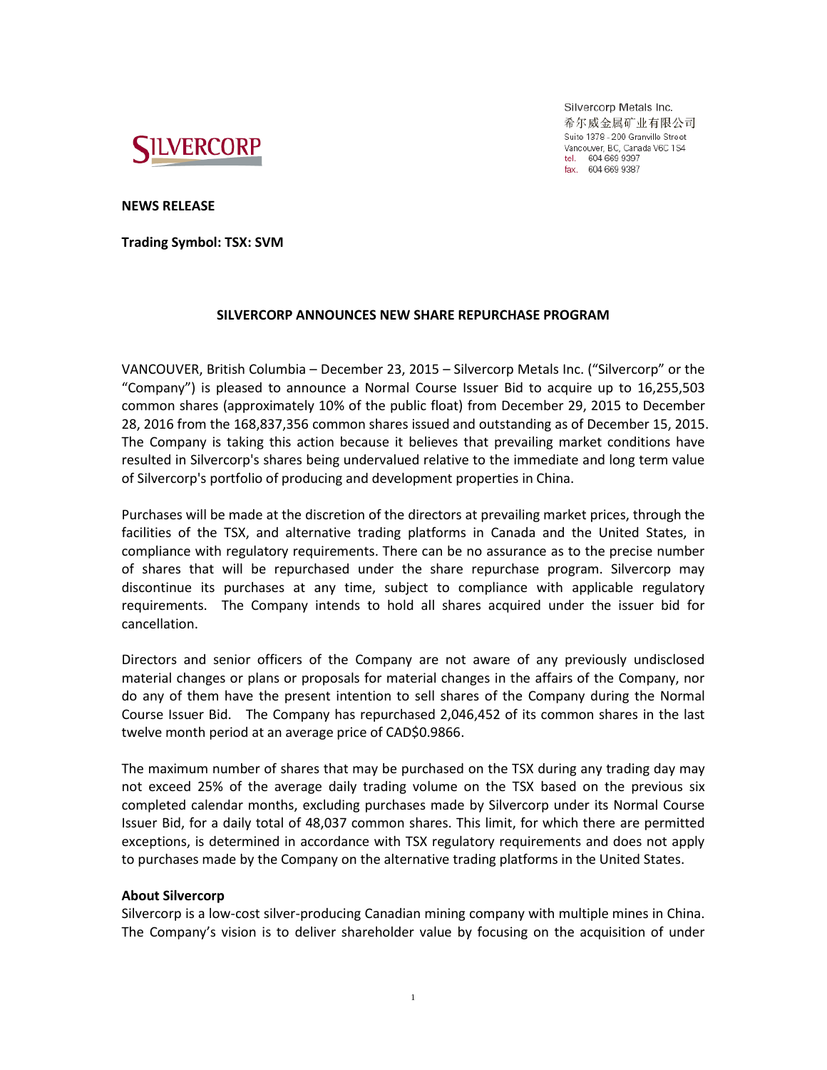Silvercorp Metals Inc.
希尔威金属矿业有限公司
Suite 1378 - 200 Granville Street
Vancouver, BC, Canada V6C 1S4
tel. 604 669 9397
fax. 604 669 9387

**NEWS RELEASE**

**Trading Symbol: TSX: SVM**

## SILVERCORP ANNOUNCES NEW SHARE REPURCHASE PROGRAM

VANCOUVER, British Columbia – December 23, 2015 – Silvercorp Metals Inc. ("Silvercorp" or the "Company") is pleased to announce a Normal Course Issuer Bid to acquire up to 16,255,503 common shares (approximately 10% of the public float) from December 29, 2015 to December 28, 2016 from the 168,837,356 common shares issued and outstanding as of December 15, 2015. The Company is taking this action because it believes that prevailing market conditions have resulted in Silvercorp's shares being undervalued relative to the immediate and long term value of Silvercorp's portfolio of producing and development properties in China.

Purchases will be made at the discretion of the directors at prevailing market prices, through the facilities of the TSX, and alternative trading platforms in Canada and the United States, in compliance with regulatory requirements. There can be no assurance as to the precise number of shares that will be repurchased under the share repurchase program. Silvercorp may discontinue its purchases at any time, subject to compliance with applicable regulatory requirements. The Company intends to hold all shares acquired under the issuer bid for cancellation.

Directors and senior officers of the Company are not aware of any previously undisclosed material changes or plans or proposals for material changes in the affairs of the Company, nor do any of them have the present intention to sell shares of the Company during the Normal Course Issuer Bid. The Company has repurchased 2,046,452 of its common shares in the last twelve month period at an average price of CAD$0.9866.

The maximum number of shares that may be purchased on the TSX during any trading day may not exceed 25% of the average daily trading volume on the TSX based on the previous six completed calendar months, excluding purchases made by Silvercorp under its Normal Course Issuer Bid, for a daily total of 48,037 common shares. This limit, for which there are permitted exceptions, is determined in accordance with TSX regulatory requirements and does not apply to purchases made by the Company on the alternative trading platforms in the United States.

**About Silvercorp**

Silvercorp is a low-cost silver-producing Canadian mining company with multiple mines in China. The Company's vision is to deliver shareholder value by focusing on the acquisition of under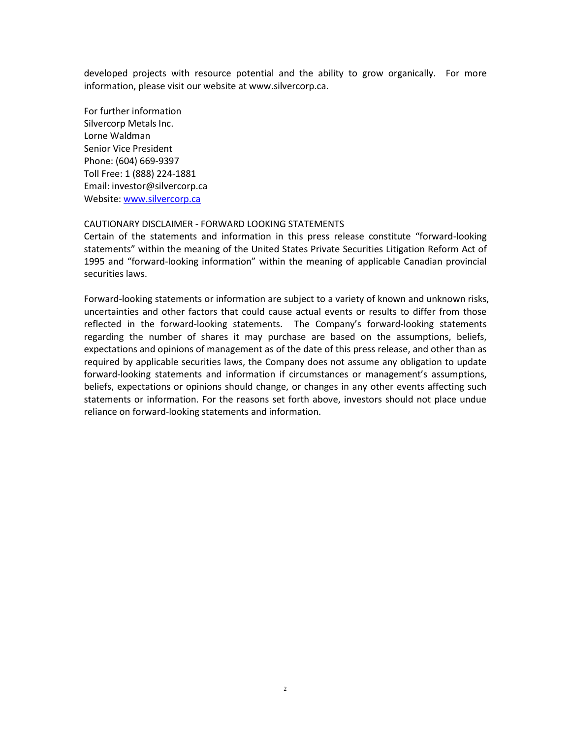developed projects with resource potential and the ability to grow organically. For more information, please visit our website at www.silvercorp.ca.

For further information  
Silvercorp Metals Inc.  
Lorne Waldman  
Senior Vice President  
Phone: (604) 669-9397  
Toll Free: 1 (888) 224-1881  
Email: investor@silvercorp.ca  
Website: [www.silvercorp.ca](http://www.silvercorp.ca)

CAUTIONARY DISCLAIMER - FORWARD LOOKING STATEMENTS

Certain of the statements and information in this press release constitute "forward-looking statements" within the meaning of the United States Private Securities Litigation Reform Act of 1995 and "forward-looking information" within the meaning of applicable Canadian provincial securities laws.

Forward-looking statements or information are subject to a variety of known and unknown risks, uncertainties and other factors that could cause actual events or results to differ from those reflected in the forward-looking statements. The Company's forward-looking statements regarding the number of shares it may purchase are based on the assumptions, beliefs, expectations and opinions of management as of the date of this press release, and other than as required by applicable securities laws, the Company does not assume any obligation to update forward-looking statements and information if circumstances or management's assumptions, beliefs, expectations or opinions should change, or changes in any other events affecting such statements or information. For the reasons set forth above, investors should not place undue reliance on forward-looking statements and information.